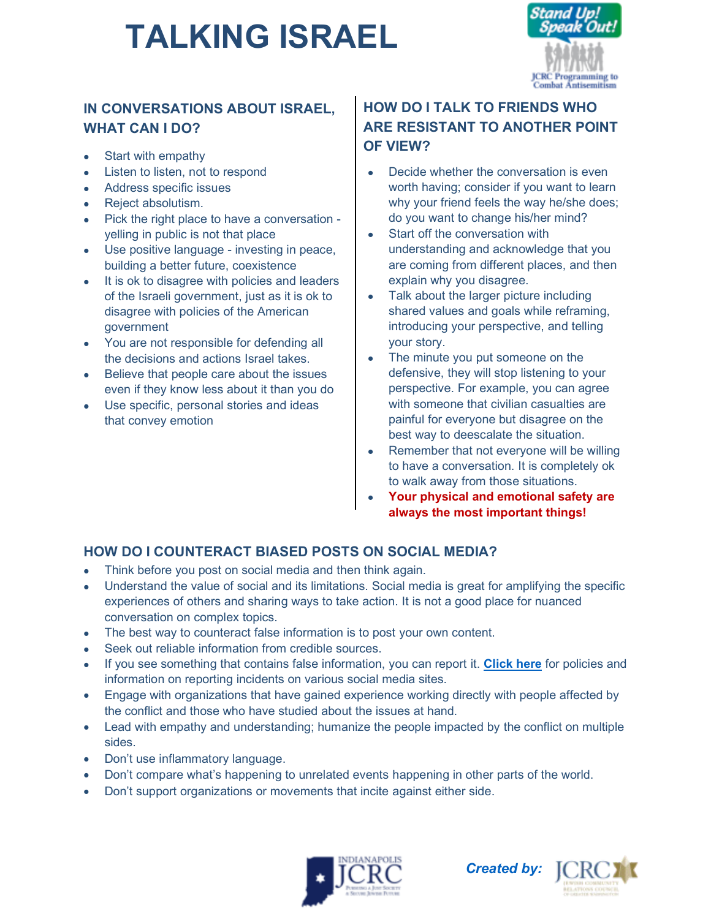# TALKING ISRAEL

## IN CONVERSATIONS ABOUT ISRAEL, WHAT CAN I DO?

- Start with empathy
- Listen to listen, not to respond
- Address specific issues
- Reject absolutism.
- Pick the right place to have a conversation - yelling in public is not that place
- Use positive language - investing in peace, building a better future, coexistence
- It is ok to disagree with policies and leaders of the Israeli government, just as it is ok to disagree with policies of the American government
- You are not responsible for defending all the decisions and actions Israel takes.
- Believe that people care about the issues even if they know less about it than you do
- Use specific, personal stories and ideas that convey emotion

## HOW DO I TALK TO FRIENDS WHO ARE RESISTANT TO ANOTHER POINT OF VIEW?

- Decide whether the conversation is even worth having; consider if you want to learn why your friend feels the way he/she does; do you want to change his/her mind?
- Start off the conversation with understanding and acknowledge that you are coming from different places, and then explain why you disagree.
- Talk about the larger picture including shared values and goals while reframing, introducing your perspective, and telling your story.
- The minute you put someone on the defensive, they will stop listening to your perspective. For example, you can agree with someone that civilian casualties are painful for everyone but disagree on the best way to deescalate the situation.
- Remember that not everyone will be willing to have a conversation. It is completely ok to walk away from those situations.
- **Your physical and emotional safety are always the most important things!**

## HOW DO I COUNTERACT BIASED POSTS ON SOCIAL MEDIA?

- Think before you post on social media and then think again.
- Understand the value of social and its limitations. Social media is great for amplifying the specific experiences of others and sharing ways to take action. It is not a good place for nuanced conversation on complex topics.
- The best way to counteract false information is to post your own content.
- Seek out reliable information from credible sources.
- If you see something that contains false information, you can report it. **Click here** for policies and information on reporting incidents on various social media sites.
- Engage with organizations that have gained experience working directly with people affected by the conflict and those who have studied about the issues at hand.
- Lead with empathy and understanding; humanize the people impacted by the conflict on multiple sides.
- Don't use inflammatory language.
- Don't compare what's happening to unrelated events happening in other parts of the world.
- Don't support organizations or movements that incite against either side.

*Created by:*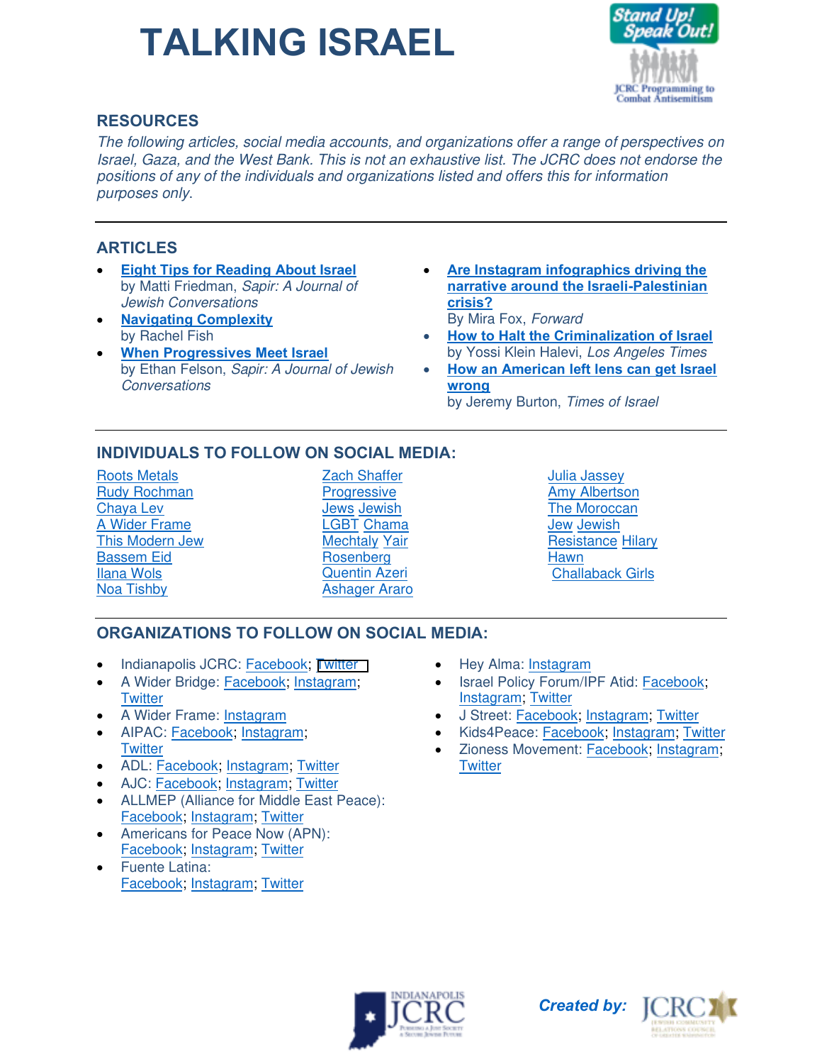# TALKING ISRAEL

## RESOURCES

*The following articles, social media accounts, and organizations offer a range of perspectives on Israel, Gaza, and the West Bank. This is not an exhaustive list. The JCRC does not endorse the positions of any of the individuals and organizations listed and offers this for information purposes only.*

## ARTICLES

- **Eight Tips for Reading About Israel**
  by Matti Friedman, *Sapir: A Journal of Jewish Conversations*
- **Navigating Complexity**
  by Rachel Fish
- **When Progressives Meet Israel**
  by Ethan Felson, *Sapir: A Journal of Jewish Conversations*
- **Are Instagram infographics driving the narrative around the Israeli-Palestinian crisis?**
  By Mira Fox, *Forward*
- **How to Halt the Criminalization of Israel**
  by Yossi Klein Halevi, *Los Angeles Times*
- **How an American left lens can get Israel wrong**
  by Jeremy Burton, *Times of Israel*

## INDIVIDUALS TO FOLLOW ON SOCIAL MEDIA:

Roots Metals
Rudy Rochman
Chaya Lev
A Wider Frame
This Modern Jew
Bassem Eid
Ilana Wols
Noa Tishby
Zach Shaffer
Progressive Jews Jewish
LGBT Chama
Mechtaly Yair Rosenberg
Quentin Azeri
Ashager Araro
Julia Jassey
Amy Albertson
The Moroccan Jew Jewish
Resistance Hilary Hawn
Challaback Girls

## ORGANIZATIONS TO FOLLOW ON SOCIAL MEDIA:

- Indianapolis JCRC: Facebook; Twitter
- A Wider Bridge: Facebook; Instagram; Twitter
- A Wider Frame: Instagram
- AIPAC: Facebook; Instagram; Twitter
- ADL: Facebook; Instagram; Twitter
- AJC: Facebook; Instagram; Twitter
- ALLMEP (Alliance for Middle East Peace): Facebook; Instagram; Twitter
- Americans for Peace Now (APN): Facebook; Instagram; Twitter
- Fuente Latina: Facebook; Instagram; Twitter
- Hey Alma: Instagram
- Israel Policy Forum/IPF Atid: Facebook; Instagram; Twitter
- J Street: Facebook; Instagram; Twitter
- Kids4Peace: Facebook; Instagram; Twitter
- Zioness Movement: Facebook; Instagram; Twitter

***Created by:***